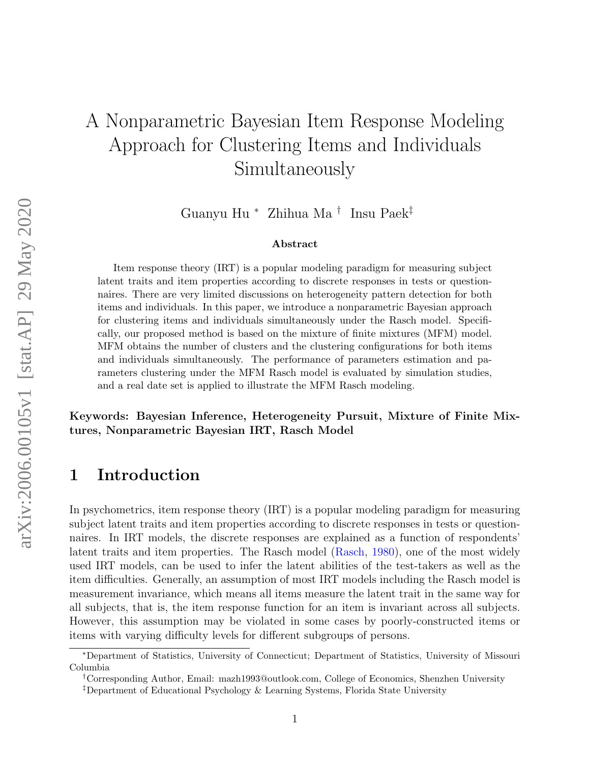# A Nonparametric Bayesian Item Response Modeling Approach for Clustering Items and Individuals Simultaneously

Guanyu Hu [*] Zhihua Ma [†] Insu Paek[‡]

### Abstract

Item response theory (IRT) is a popular modeling paradigm for measuring subject latent traits and item properties according to discrete responses in tests or questionnaires. There are very limited discussions on heterogeneity pattern detection for both items and individuals. In this paper, we introduce a nonparametric Bayesian approach for clustering items and individuals simultaneously under the Rasch model. Specifically, our proposed method is based on the mixture of finite mixtures (MFM) model. MFM obtains the number of clusters and the clustering configurations for both items and individuals simultaneously. The performance of parameters estimation and parameters clustering under the MFM Rasch model is evaluated by simulation studies, and a real date set is applied to illustrate the MFM Rasch modeling.

**Keywords: Bayesian Inference, Heterogeneity Pursuit, Mixture of Finite Mixtures, Nonparametric Bayesian IRT, Rasch Model**

## 1 Introduction

In psychometrics, item response theory (IRT) is a popular modeling paradigm for measuring subject latent traits and item properties according to discrete responses in tests or questionnaires. In IRT models, the discrete responses are explained as a function of respondents' latent traits and item properties. The Rasch model (Rasch, 1980), one of the most widely used IRT models, can be used to infer the latent abilities of the test-takers as well as the item difficulties. Generally, an assumption of most IRT models including the Rasch model is measurement invariance, which means all items measure the latent trait in the same way for all subjects, that is, the item response function for an item is invariant across all subjects. However, this assumption may be violated in some cases by poorly-constructed items or items with varying difficulty levels for different subgroups of persons.

[*]Department of Statistics, University of Connecticut; Department of Statistics, University of Missouri Columbia

[†]Corresponding Author, Email: mazh1993@outlook.com, College of Economics, Shenzhen University

[‡]Department of Educational Psychology & Learning Systems, Florida State University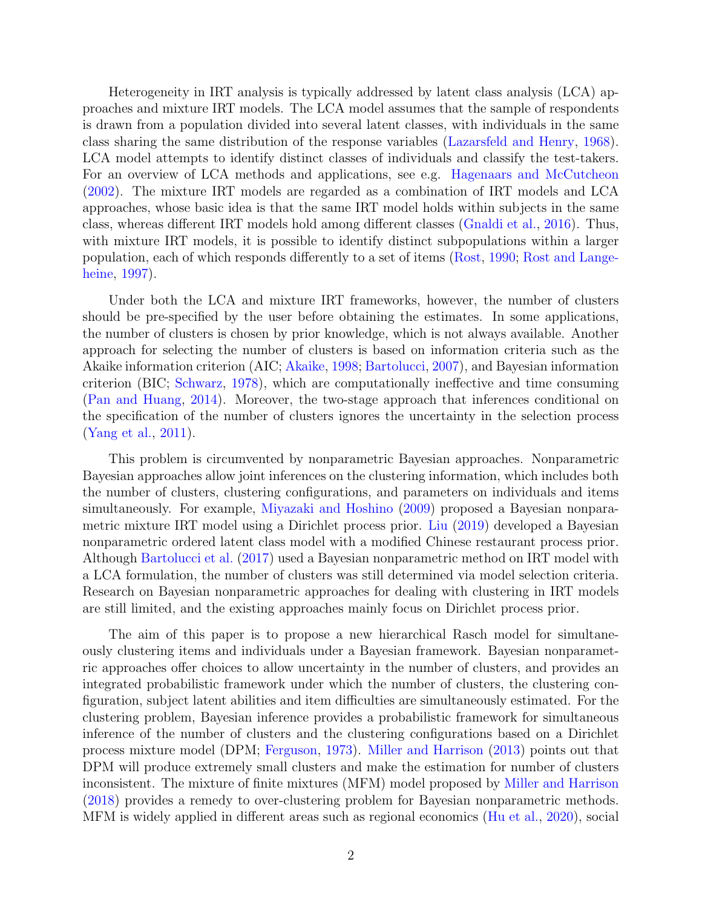Heterogeneity in IRT analysis is typically addressed by latent class analysis (LCA) approaches and mixture IRT models. The LCA model assumes that the sample of respondents is drawn from a population divided into several latent classes, with individuals in the same class sharing the same distribution of the response variables (Lazarsfeld and Henry, 1968). LCA model attempts to identify distinct classes of individuals and classify the test-takers. For an overview of LCA methods and applications, see e.g. Hagenaars and McCutcheon (2002). The mixture IRT models are regarded as a combination of IRT models and LCA approaches, whose basic idea is that the same IRT model holds within subjects in the same class, whereas different IRT models hold among different classes (Gnaldi et al., 2016). Thus, with mixture IRT models, it is possible to identify distinct subpopulations within a larger population, each of which responds differently to a set of items (Rost, 1990; Rost and Langeheine, 1997).

Under both the LCA and mixture IRT frameworks, however, the number of clusters should be pre-specified by the user before obtaining the estimates. In some applications, the number of clusters is chosen by prior knowledge, which is not always available. Another approach for selecting the number of clusters is based on information criteria such as the Akaike information criterion (AIC; Akaike, 1998; Bartolucci, 2007), and Bayesian information criterion (BIC; Schwarz, 1978), which are computationally ineffective and time consuming (Pan and Huang, 2014). Moreover, the two-stage approach that inferences conditional on the specification of the number of clusters ignores the uncertainty in the selection process (Yang et al., 2011).

This problem is circumvented by nonparametric Bayesian approaches. Nonparametric Bayesian approaches allow joint inferences on the clustering information, which includes both the number of clusters, clustering configurations, and parameters on individuals and items simultaneously. For example, Miyazaki and Hoshino (2009) proposed a Bayesian nonparametric mixture IRT model using a Dirichlet process prior. Liu (2019) developed a Bayesian nonparametric ordered latent class model with a modified Chinese restaurant process prior. Although Bartolucci et al. (2017) used a Bayesian nonparametric method on IRT model with a LCA formulation, the number of clusters was still determined via model selection criteria. Research on Bayesian nonparametric approaches for dealing with clustering in IRT models are still limited, and the existing approaches mainly focus on Dirichlet process prior.

The aim of this paper is to propose a new hierarchical Rasch model for simultaneously clustering items and individuals under a Bayesian framework. Bayesian nonparametric approaches offer choices to allow uncertainty in the number of clusters, and provides an integrated probabilistic framework under which the number of clusters, the clustering configuration, subject latent abilities and item difficulties are simultaneously estimated. For the clustering problem, Bayesian inference provides a probabilistic framework for simultaneous inference of the number of clusters and the clustering configurations based on a Dirichlet process mixture model (DPM; Ferguson, 1973). Miller and Harrison (2013) points out that DPM will produce extremely small clusters and make the estimation for number of clusters inconsistent. The mixture of finite mixtures (MFM) model proposed by Miller and Harrison (2018) provides a remedy to over-clustering problem for Bayesian nonparametric methods. MFM is widely applied in different areas such as regional economics (Hu et al., 2020), social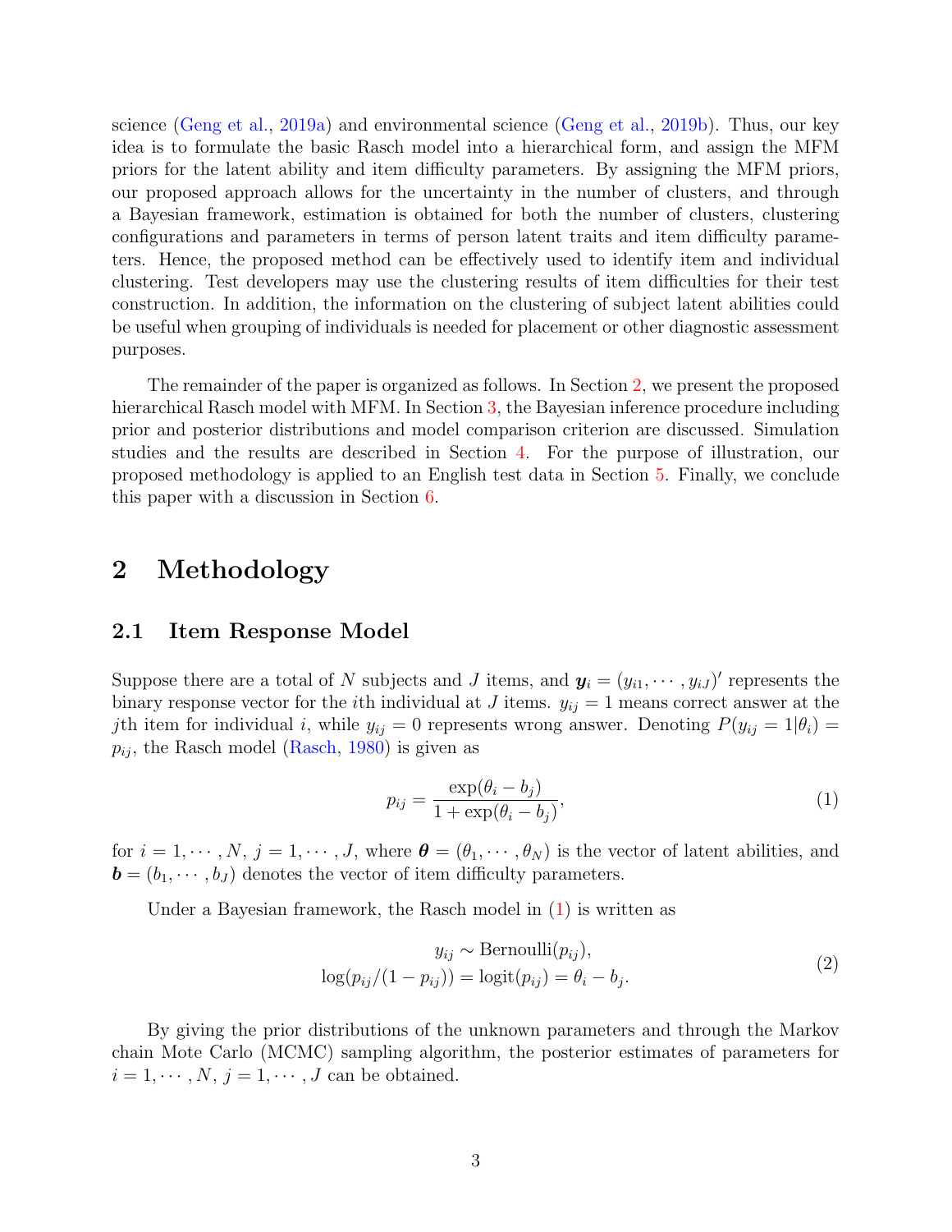science (Geng et al., 2019a) and environmental science (Geng et al., 2019b). Thus, our key idea is to formulate the basic Rasch model into a hierarchical form, and assign the MFM priors for the latent ability and item difficulty parameters. By assigning the MFM priors, our proposed approach allows for the uncertainty in the number of clusters, and through a Bayesian framework, estimation is obtained for both the number of clusters, clustering configurations and parameters in terms of person latent traits and item difficulty parameters. Hence, the proposed method can be effectively used to identify item and individual clustering. Test developers may use the clustering results of item difficulties for their test construction. In addition, the information on the clustering of subject latent abilities could be useful when grouping of individuals is needed for placement or other diagnostic assessment purposes.

The remainder of the paper is organized as follows. In Section 2, we present the proposed hierarchical Rasch model with MFM. In Section 3, the Bayesian inference procedure including prior and posterior distributions and model comparison criterion are discussed. Simulation studies and the results are described in Section 4. For the purpose of illustration, our proposed methodology is applied to an English test data in Section 5. Finally, we conclude this paper with a discussion in Section 6.

# 2 Methodology

## 2.1 Item Response Model

Suppose there are a total of $N$ subjects and $J$ items, and $\boldsymbol{y}_i = (y_{i1}, \cdots, y_{iJ})'$ represents the binary response vector for the $i$th individual at $J$ items. $y_{ij} = 1$ means correct answer at the $j$th item for individual $i$, while $y_{ij} = 0$ represents wrong answer. Denoting $P(y_{ij} = 1|\theta_i) = p_{ij}$, the Rasch model (Rasch, 1980) is given as

$$p_{ij} = \frac{\exp(\theta_i - b_j)}{1 + \exp(\theta_i - b_j)}, \tag{1}$$

for $i = 1, \cdots, N$, $j = 1, \cdots, J$, where $\boldsymbol{\theta} = (\theta_1, \cdots, \theta_N)$ is the vector of latent abilities, and $\boldsymbol{b} = (b_1, \cdots, b_J)$ denotes the vector of item difficulty parameters.

Under a Bayesian framework, the Rasch model in (1) is written as

$$\begin{aligned} y_{ij} &\sim \text{Bernoulli}(p_{ij}), \\ \log(p_{ij}/(1 - p_{ij})) &= \text{logit}(p_{ij}) = \theta_i - b_j. \end{aligned} \tag{2}$$

By giving the prior distributions of the unknown parameters and through the Markov chain Mote Carlo (MCMC) sampling algorithm, the posterior estimates of parameters for $i = 1, \cdots, N$, $j = 1, \cdots, J$ can be obtained.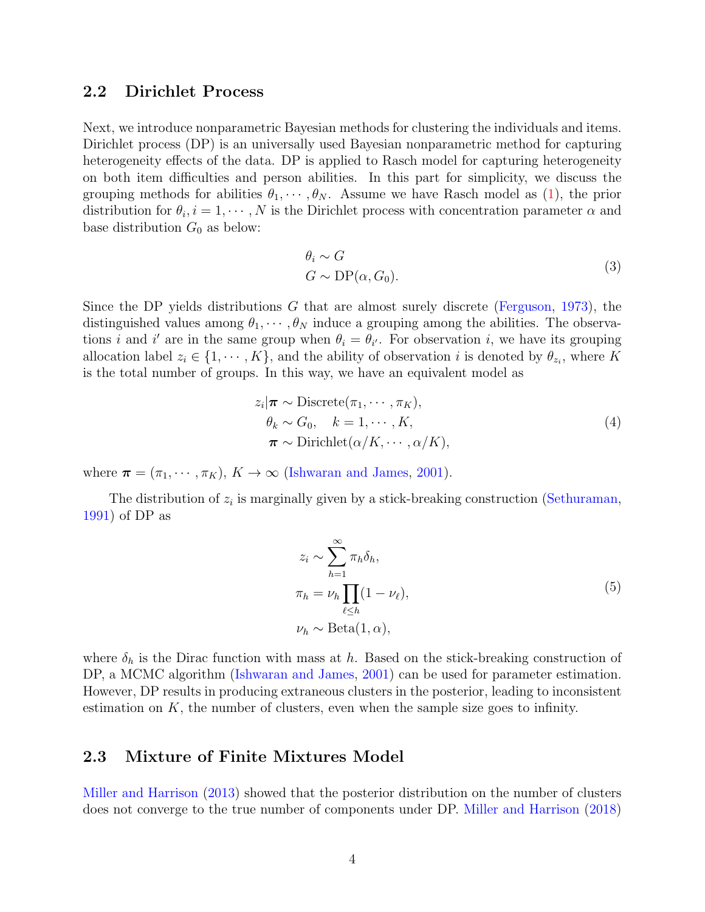## 2.2 Dirichlet Process

Next, we introduce nonparametric Bayesian methods for clustering the individuals and items. Dirichlet process (DP) is an universally used Bayesian nonparametric method for capturing heterogeneity effects of the data. DP is applied to Rasch model for capturing heterogeneity on both item difficulties and person abilities. In this part for simplicity, we discuss the grouping methods for abilities $\theta_1, \cdots, \theta_N$. Assume we have Rasch model as (1), the prior distribution for $\theta_i, i = 1, \cdots, N$ is the Dirichlet process with concentration parameter $\alpha$ and base distribution $G_0$ as below:

$$
\begin{aligned}
&\theta_i \sim G \\
&G \sim \text{DP}(\alpha, G_0).
\end{aligned} \tag{3}
$$

Since the DP yields distributions $G$ that are almost surely discrete (Ferguson, 1973), the distinguished values among $\theta_1, \cdots, \theta_N$ induce a grouping among the abilities. The observations $i$ and $i'$ are in the same group when $\theta_i = \theta_{i'}$. For observation $i$, we have its grouping allocation label $z_i \in \{1, \cdots, K\}$, and the ability of observation $i$ is denoted by $\theta_{z_i}$, where $K$ is the total number of groups. In this way, we have an equivalent model as

$$
\begin{aligned}
z_i | \boldsymbol{\pi} &\sim \text{Discrete}(\pi_1, \cdots, \pi_K), \\
\theta_k &\sim G_0, \quad k = 1, \cdots, K, \\
\boldsymbol{\pi} &\sim \text{Dirichlet}(\alpha/K, \cdots, \alpha/K),
\end{aligned} \tag{4}
$$

where $\boldsymbol{\pi} = (\pi_1, \cdots, \pi_K)$, $K \to \infty$ (Ishwaran and James, 2001).

The distribution of $z_i$ is marginally given by a stick-breaking construction (Sethuraman, 1991) of DP as

$$
\begin{aligned}
z_i &\sim \sum_{h=1}^{\infty} \pi_h \delta_h, \\
\pi_h &= \nu_h \prod_{\ell \leq h} (1 - \nu_\ell), \\
\nu_h &\sim \text{Beta}(1, \alpha),
\end{aligned} \tag{5}
$$

where $\delta_h$ is the Dirac function with mass at $h$. Based on the stick-breaking construction of DP, a MCMC algorithm (Ishwaran and James, 2001) can be used for parameter estimation. However, DP results in producing extraneous clusters in the posterior, leading to inconsistent estimation on $K$, the number of clusters, even when the sample size goes to infinity.

## 2.3 Mixture of Finite Mixtures Model

Miller and Harrison (2013) showed that the posterior distribution on the number of clusters does not converge to the true number of components under DP. Miller and Harrison (2018)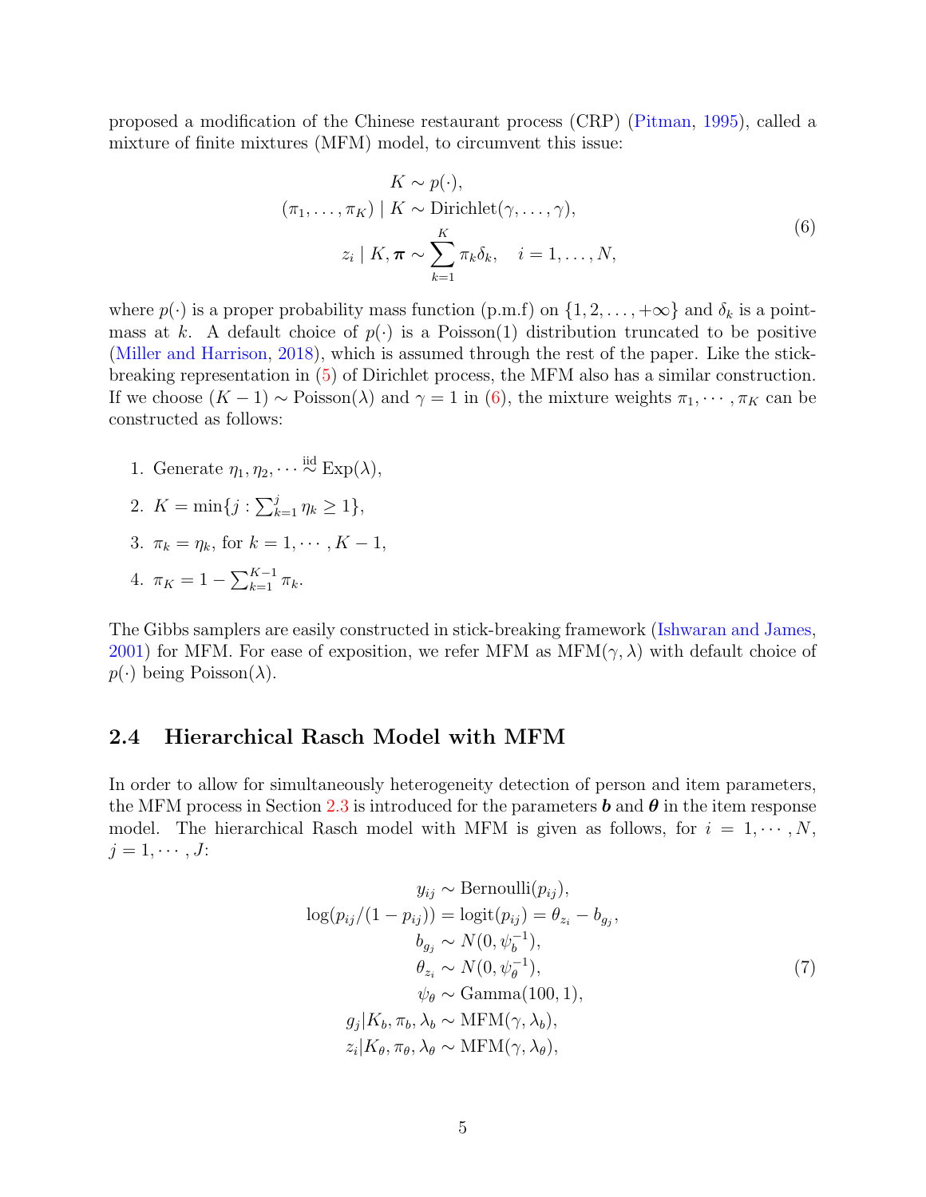proposed a modification of the Chinese restaurant process (CRP) (Pitman, 1995), called a mixture of finite mixtures (MFM) model, to circumvent this issue:

$$
\begin{aligned}
K &\sim p(\cdot), \\
(\pi_1, \ldots, \pi_K) \mid K &\sim \text{Dirichlet}(\gamma, \ldots, \gamma), \\
z_i \mid K, \boldsymbol{\pi} &\sim \sum_{k=1}^{K} \pi_k \delta_k, \quad i = 1, \ldots, N,
\end{aligned}
\tag{6}
$$

where $p(\cdot)$ is a proper probability mass function (p.m.f) on $\{1, 2, \ldots, +\infty\}$ and $\delta_k$ is a point-mass at $k$. A default choice of $p(\cdot)$ is a Poisson(1) distribution truncated to be positive (Miller and Harrison, 2018), which is assumed through the rest of the paper. Like the stick-breaking representation in (5) of Dirichlet process, the MFM also has a similar construction. If we choose $(K-1) \sim \text{Poisson}(\lambda)$ and $\gamma = 1$ in (6), the mixture weights $\pi_1, \cdots, \pi_K$ can be constructed as follows:

1. Generate $\eta_1, \eta_2, \cdots \overset{\text{iid}}{\sim} \text{Exp}(\lambda)$,
2. $K = \min\{j : \sum_{k=1}^{j} \eta_k \geq 1\}$,
3. $\pi_k = \eta_k$, for $k = 1, \cdots, K-1$,
4. $\pi_K = 1 - \sum_{k=1}^{K-1} \pi_k$.

The Gibbs samplers are easily constructed in stick-breaking framework (Ishwaran and James, 2001) for MFM. For ease of exposition, we refer MFM as $\text{MFM}(\gamma, \lambda)$ with default choice of $p(\cdot)$ being $\text{Poisson}(\lambda)$.

## 2.4 Hierarchical Rasch Model with MFM

In order to allow for simultaneously heterogeneity detection of person and item parameters, the MFM process in Section 2.3 is introduced for the parameters $\boldsymbol{b}$ and $\boldsymbol{\theta}$ in the item response model. The hierarchical Rasch model with MFM is given as follows, for $i = 1, \cdots, N$, $j = 1, \cdots, J$:

$$
\begin{aligned}
y_{ij} &\sim \text{Bernoulli}(p_{ij}), \\
\log(p_{ij}/(1-p_{ij})) = \text{logit}(p_{ij}) &= \theta_{z_i} - b_{g_j}, \\
b_{g_j} &\sim N(0, \psi_b^{-1}), \\
\theta_{z_i} &\sim N(0, \psi_\theta^{-1}), \\
\psi_\theta &\sim \text{Gamma}(100, 1), \\
g_j | K_b, \pi_b, \lambda_b &\sim \text{MFM}(\gamma, \lambda_b), \\
z_i | K_\theta, \pi_\theta, \lambda_\theta &\sim \text{MFM}(\gamma, \lambda_\theta),
\end{aligned}
\tag{7}
$$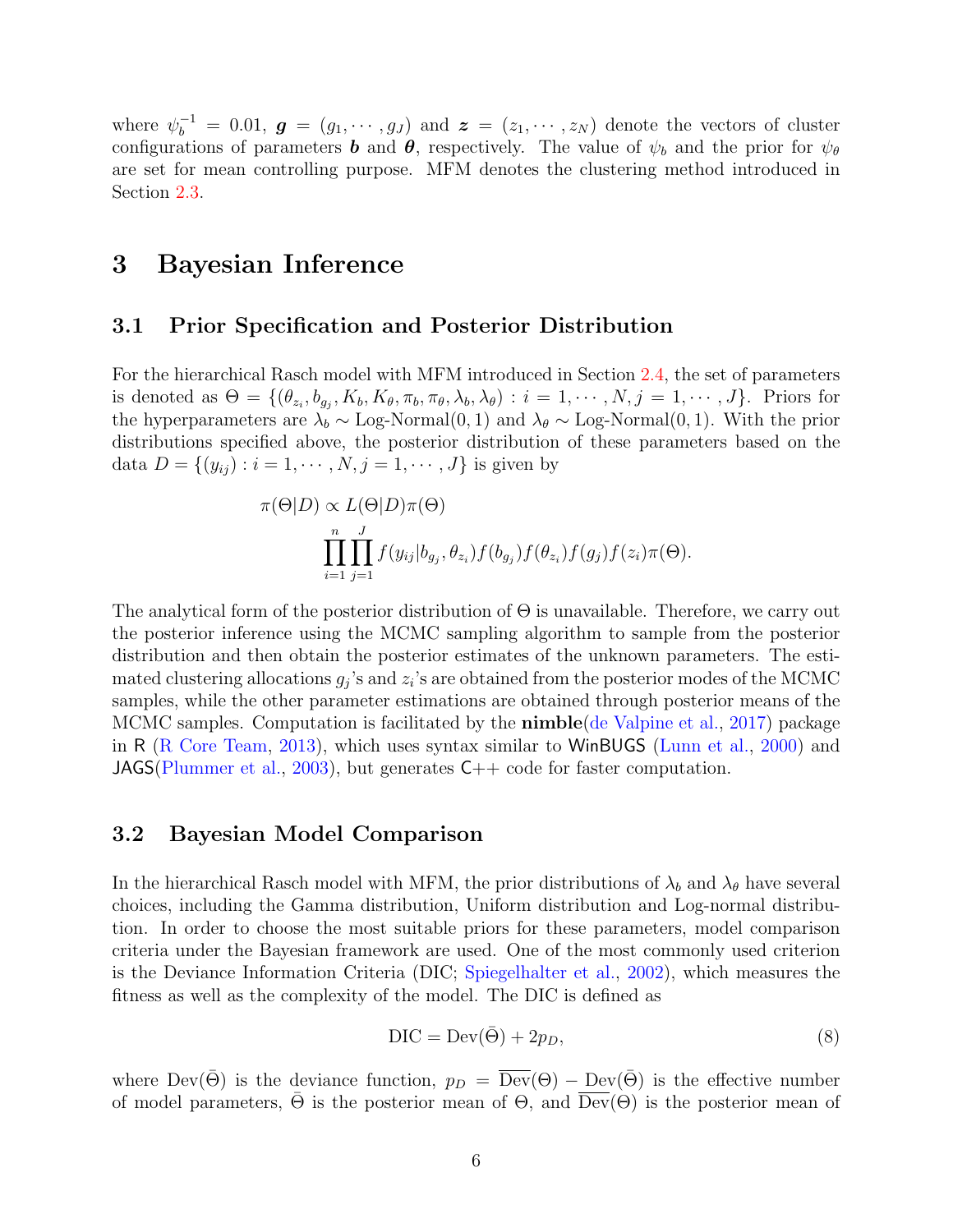where $\psi_b^{-1} = 0.01$, $\boldsymbol{g} = (g_1, \cdots, g_J)$ and $\boldsymbol{z} = (z_1, \cdots, z_N)$ denote the vectors of cluster configurations of parameters $\boldsymbol{b}$ and $\boldsymbol{\theta}$, respectively. The value of $\psi_b$ and the prior for $\psi_\theta$ are set for mean controlling purpose. MFM denotes the clustering method introduced in Section 2.3.

# 3 Bayesian Inference

## 3.1 Prior Specification and Posterior Distribution

For the hierarchical Rasch model with MFM introduced in Section 2.4, the set of parameters is denoted as $\Theta = \{(\theta_{z_i}, b_{g_j}, K_b, K_\theta, \pi_b, \pi_\theta, \lambda_b, \lambda_\theta) : i = 1, \cdots, N, j = 1, \cdots, J\}$. Priors for the hyperparameters are $\lambda_b \sim \text{Log-Normal}(0, 1)$ and $\lambda_\theta \sim \text{Log-Normal}(0, 1)$. With the prior distributions specified above, the posterior distribution of these parameters based on the data $D = \{(y_{ij}) : i = 1, \cdots, N, j = 1, \cdots, J\}$ is given by

$$
\begin{aligned}
\pi(\Theta|D) &\propto L(\Theta|D)\pi(\Theta) \\
&\prod_{i=1}^{n}\prod_{j=1}^{J} f(y_{ij}|b_{g_j}, \theta_{z_i}) f(b_{g_j}) f(\theta_{z_i}) f(g_j) f(z_i) \pi(\Theta).
\end{aligned}
$$

The analytical form of the posterior distribution of $\Theta$ is unavailable. Therefore, we carry out the posterior inference using the MCMC sampling algorithm to sample from the posterior distribution and then obtain the posterior estimates of the unknown parameters. The estimated clustering allocations $g_j$'s and $z_i$'s are obtained from the posterior modes of the MCMC samples, while the other parameter estimations are obtained through posterior means of the MCMC samples. Computation is facilitated by the **nimble**(de Valpine et al., 2017) package in R (R Core Team, 2013), which uses syntax similar to WinBUGS (Lunn et al., 2000) and JAGS(Plummer et al., 2003), but generates C++ code for faster computation.

## 3.2 Bayesian Model Comparison

In the hierarchical Rasch model with MFM, the prior distributions of $\lambda_b$ and $\lambda_\theta$ have several choices, including the Gamma distribution, Uniform distribution and Log-normal distribution. In order to choose the most suitable priors for these parameters, model comparison criteria under the Bayesian framework are used. One of the most commonly used criterion is the Deviance Information Criteria (DIC; Spiegelhalter et al., 2002), which measures the fitness as well as the complexity of the model. The DIC is defined as

$$
\text{DIC} = \text{Dev}(\bar{\Theta}) + 2p_D, \tag{8}
$$

where $\text{Dev}(\bar{\Theta})$ is the deviance function, $p_D = \overline{\text{Dev}}(\Theta) - \text{Dev}(\bar{\Theta})$ is the effective number of model parameters, $\bar{\Theta}$ is the posterior mean of $\Theta$, and $\overline{\text{Dev}}(\Theta)$ is the posterior mean of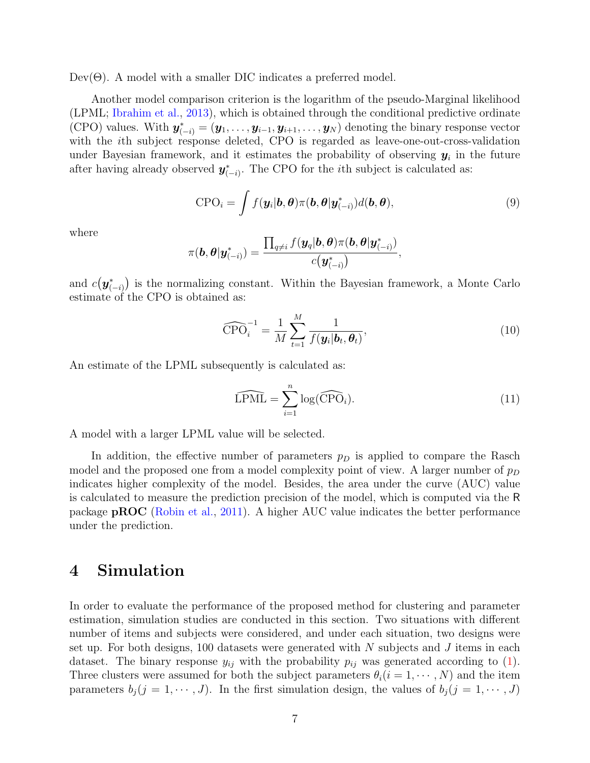Dev(Θ). A model with a smaller DIC indicates a preferred model.

Another model comparison criterion is the logarithm of the pseudo-Marginal likelihood (LPML; Ibrahim et al., 2013), which is obtained through the conditional predictive ordinate (CPO) values. With $\boldsymbol{y}^*_{(-i)} = (\boldsymbol{y}_1, \ldots, \boldsymbol{y}_{i-1}, \boldsymbol{y}_{i+1}, \ldots, \boldsymbol{y}_N)$ denoting the binary response vector with the $i$th subject response deleted, CPO is regarded as leave-one-out-cross-validation under Bayesian framework, and it estimates the probability of observing $\boldsymbol{y}_i$ in the future after having already observed $\boldsymbol{y}^*_{(-i)}$. The CPO for the $i$th subject is calculated as:

$$\text{CPO}_i = \int f(\boldsymbol{y}_i|\boldsymbol{b}, \boldsymbol{\theta})\pi(\boldsymbol{b}, \boldsymbol{\theta}|\boldsymbol{y}^*_{(-i)})d(\boldsymbol{b}, \boldsymbol{\theta}), \tag{9}$$

where

$$\pi(\boldsymbol{b}, \boldsymbol{\theta}|\boldsymbol{y}^*_{(-i)}) = \frac{\prod_{q \neq i} f(\boldsymbol{y}_q|\boldsymbol{b}, \boldsymbol{\theta})\pi(\boldsymbol{b}, \boldsymbol{\theta}|\boldsymbol{y}^*_{(-i)})}{c(\boldsymbol{y}^*_{(-i)})},$$

and $c(\boldsymbol{y}^*_{(-i)})$ is the normalizing constant. Within the Bayesian framework, a Monte Carlo estimate of the CPO is obtained as:

$$\widehat{\text{CPO}}_i^{-1} = \frac{1}{M}\sum_{t=1}^{M} \frac{1}{f(\boldsymbol{y}_i|\boldsymbol{b}_t, \boldsymbol{\theta}_t)}, \tag{10}$$

An estimate of the LPML subsequently is calculated as:

$$\widehat{\text{LPML}} = \sum_{i=1}^{n} \log(\widehat{\text{CPO}}_i). \tag{11}$$

A model with a larger LPML value will be selected.

In addition, the effective number of parameters $p_D$ is applied to compare the Rasch model and the proposed one from a model complexity point of view. A larger number of $p_D$ indicates higher complexity of the model. Besides, the area under the curve (AUC) value is calculated to measure the prediction precision of the model, which is computed via the R package **pROC** (Robin et al., 2011). A higher AUC value indicates the better performance under the prediction.

# 4 Simulation

In order to evaluate the performance of the proposed method for clustering and parameter estimation, simulation studies are conducted in this section. Two situations with different number of items and subjects were considered, and under each situation, two designs were set up. For both designs, 100 datasets were generated with $N$ subjects and $J$ items in each dataset. The binary response $y_{ij}$ with the probability $p_{ij}$ was generated according to (1). Three clusters were assumed for both the subject parameters $\theta_i (i = 1, \cdots, N)$ and the item parameters $b_j (j = 1, \cdots, J)$. In the first simulation design, the values of $b_j (j = 1, \cdots, J)$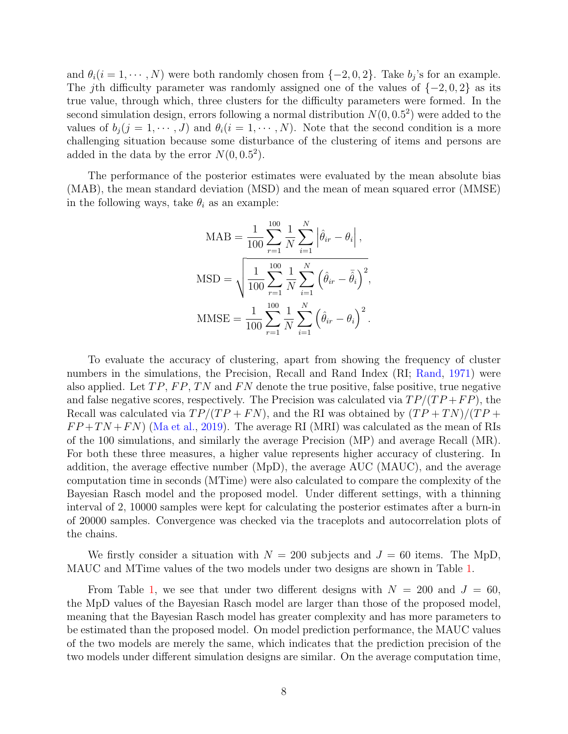and $\theta_i (i = 1, \cdots, N)$ were both randomly chosen from $\{-2, 0, 2\}$. Take $b_j$'s for an example. The $j$th difficulty parameter was randomly assigned one of the values of $\{-2, 0, 2\}$ as its true value, through which, three clusters for the difficulty parameters were formed. In the second simulation design, errors following a normal distribution $N(0, 0.5^2)$ were added to the values of $b_j (j = 1, \cdots, J)$ and $\theta_i (i = 1, \cdots, N)$. Note that the second condition is a more challenging situation because some disturbance of the clustering of items and persons are added in the data by the error $N(0, 0.5^2)$.

The performance of the posterior estimates were evaluated by the mean absolute bias (MAB), the mean standard deviation (MSD) and the mean of mean squared error (MMSE) in the following ways, take $\theta_i$ as an example:

$$
\begin{aligned}
\text{MAB} &= \frac{1}{100} \sum_{r=1}^{100} \frac{1}{N} \sum_{i=1}^{N} \left| \hat{\theta}_{ir} - \theta_i \right|, \\
\text{MSD} &= \sqrt{\frac{1}{100} \sum_{r=1}^{100} \frac{1}{N} \sum_{i=1}^{N} \left( \hat{\theta}_{ir} - \bar{\hat{\theta}}_i \right)^2}, \\
\text{MMSE} &= \frac{1}{100} \sum_{r=1}^{100} \frac{1}{N} \sum_{i=1}^{N} \left( \hat{\theta}_{ir} - \theta_i \right)^2.
\end{aligned}
$$

To evaluate the accuracy of clustering, apart from showing the frequency of cluster numbers in the simulations, the Precision, Recall and Rand Index (RI; Rand, 1971) were also applied. Let $TP$, $FP$, $TN$ and $FN$ denote the true positive, false positive, true negative and false negative scores, respectively. The Precision was calculated via $TP/(TP + FP)$, the Recall was calculated via $TP/(TP + FN)$, and the RI was obtained by $(TP + TN)/(TP + FP + TN + FN)$ (Ma et al., 2019). The average RI (MRI) was calculated as the mean of RIs of the 100 simulations, and similarly the average Precision (MP) and average Recall (MR). For both these three measures, a higher value represents higher accuracy of clustering. In addition, the average effective number (MpD), the average AUC (MAUC), and the average computation time in seconds (MTime) were also calculated to compare the complexity of the Bayesian Rasch model and the proposed model. Under different settings, with a thinning interval of 2, 10000 samples were kept for calculating the posterior estimates after a burn-in of 20000 samples. Convergence was checked via the traceplots and autocorrelation plots of the chains.

We firstly consider a situation with $N = 200$ subjects and $J = 60$ items. The MpD, MAUC and MTime values of the two models under two designs are shown in Table 1.

From Table 1, we see that under two different designs with $N = 200$ and $J = 60$, the MpD values of the Bayesian Rasch model are larger than those of the proposed model, meaning that the Bayesian Rasch model has greater complexity and has more parameters to be estimated than the proposed model. On model prediction performance, the MAUC values of the two models are merely the same, which indicates that the prediction precision of the two models under different simulation designs are similar. On the average computation time,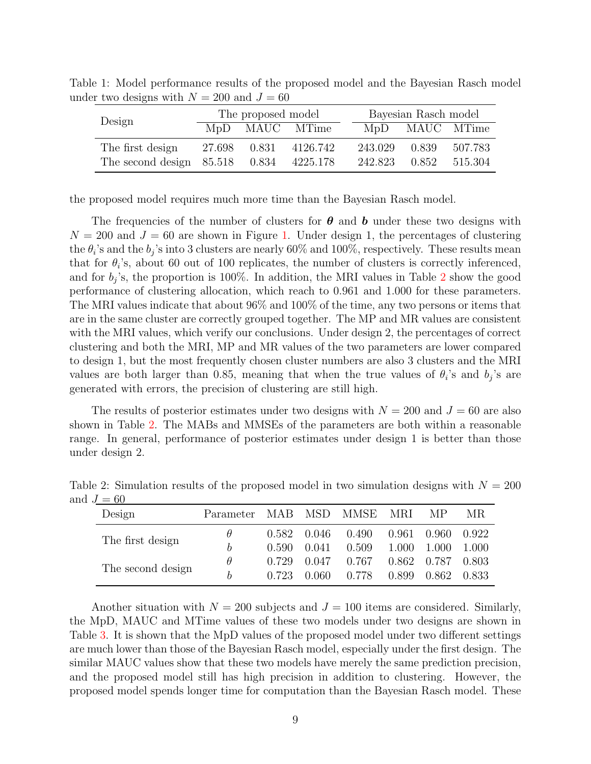Table 1: Model performance results of the proposed model and the Bayesian Rasch model under two designs with $N = 200$ and $J = 60$

| Design | The proposed model | | | Bayesian Rasch model | | |
|---|---|---|---|---|---|---|
| | MpD | MAUC | MTime | MpD | MAUC | MTime |
| The first design | 27.698 | 0.831 | 4126.742 | 243.029 | 0.839 | 507.783 |
| The second design | 85.518 | 0.834 | 4225.178 | 242.823 | 0.852 | 515.304 |

the proposed model requires much more time than the Bayesian Rasch model.

The frequencies of the number of clusters for $\boldsymbol{\theta}$ and $\boldsymbol{b}$ under these two designs with $N = 200$ and $J = 60$ are shown in Figure 1. Under design 1, the percentages of clustering the $\theta_i$'s and the $b_j$'s into 3 clusters are nearly 60% and 100%, respectively. These results mean that for $\theta_i$'s, about 60 out of 100 replicates, the number of clusters is correctly inferenced, and for $b_j$'s, the proportion is 100%. In addition, the MRI values in Table 2 show the good performance of clustering allocation, which reach to 0.961 and 1.000 for these parameters. The MRI values indicate that about 96% and 100% of the time, any two persons or items that are in the same cluster are correctly grouped together. The MP and MR values are consistent with the MRI values, which verify our conclusions. Under design 2, the percentages of correct clustering and both the MRI, MP and MR values of the two parameters are lower compared to design 1, but the most frequently chosen cluster numbers are also 3 clusters and the MRI values are both larger than 0.85, meaning that when the true values of $\theta_i$'s and $b_j$'s are generated with errors, the precision of clustering are still high.

The results of posterior estimates under two designs with $N = 200$ and $J = 60$ are also shown in Table 2. The MABs and MMSEs of the parameters are both within a reasonable range. In general, performance of posterior estimates under design 1 is better than those under design 2.

Table 2: Simulation results of the proposed model in two simulation designs with $N = 200$ and $J = 60$

| Design | Parameter | MAB | MSD | MMSE | MRI | MP | MR |
|---|---|---|---|---|---|---|---|
| The first design | $\theta$ | 0.582 | 0.046 | 0.490 | 0.961 | 0.960 | 0.922 |
| | $b$ | 0.590 | 0.041 | 0.509 | 1.000 | 1.000 | 1.000 |
| The second design | $\theta$ | 0.729 | 0.047 | 0.767 | 0.862 | 0.787 | 0.803 |
| | $b$ | 0.723 | 0.060 | 0.778 | 0.899 | 0.862 | 0.833 |

Another situation with $N = 200$ subjects and $J = 100$ items are considered. Similarly, the MpD, MAUC and MTime values of these two models under two designs are shown in Table 3. It is shown that the MpD values of the proposed model under two different settings are much lower than those of the Bayesian Rasch model, especially under the first design. The similar MAUC values show that these two models have merely the same prediction precision, and the proposed model still has high precision in addition to clustering. However, the proposed model spends longer time for computation than the Bayesian Rasch model. These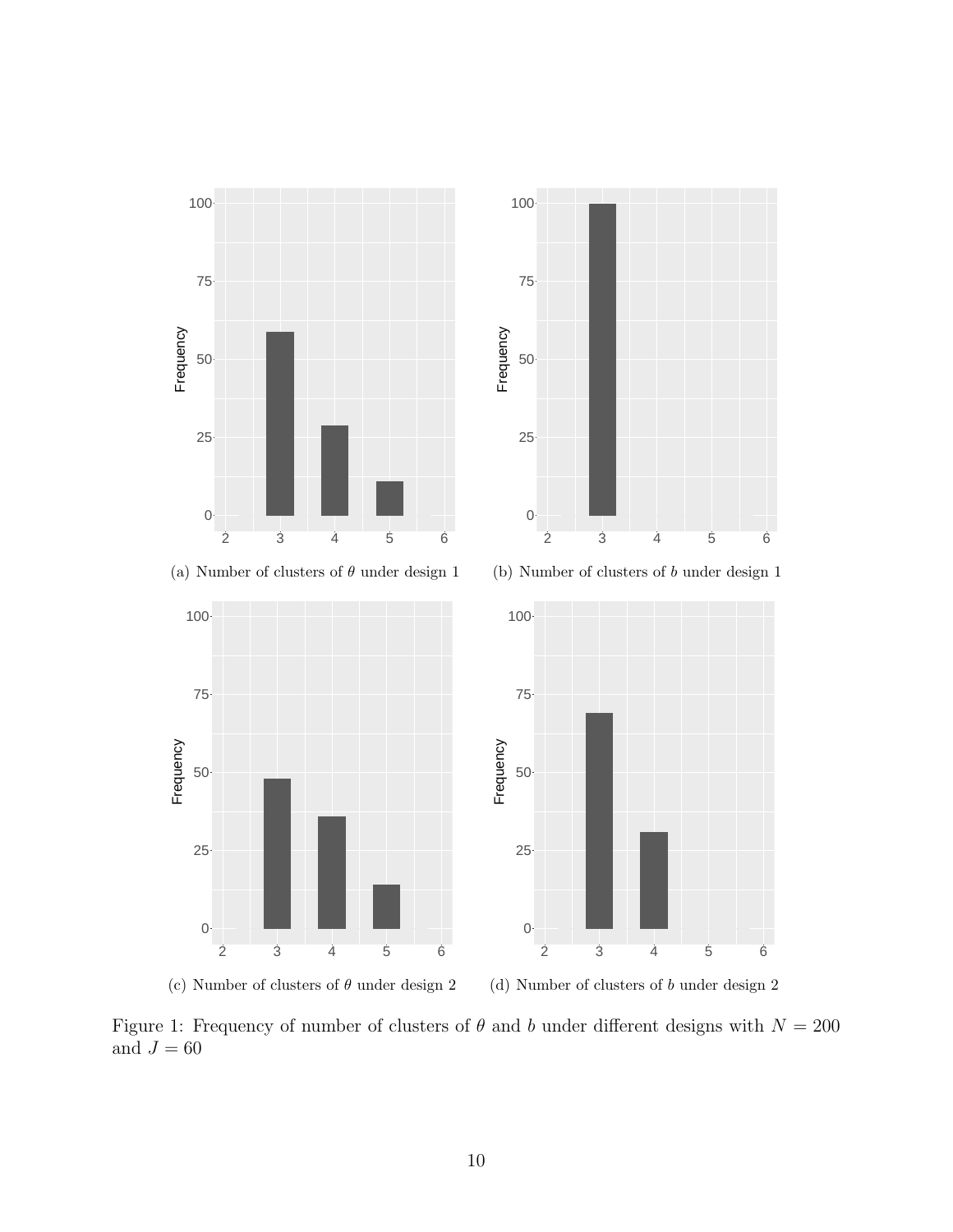(a) Number of clusters of $\theta$ under design 1

(b) Number of clusters of $b$ under design 1

(c) Number of clusters of $\theta$ under design 2

(d) Number of clusters of $b$ under design 2

Figure 1: Frequency of number of clusters of $\theta$ and $b$ under different designs with $N = 200$ and $J = 60$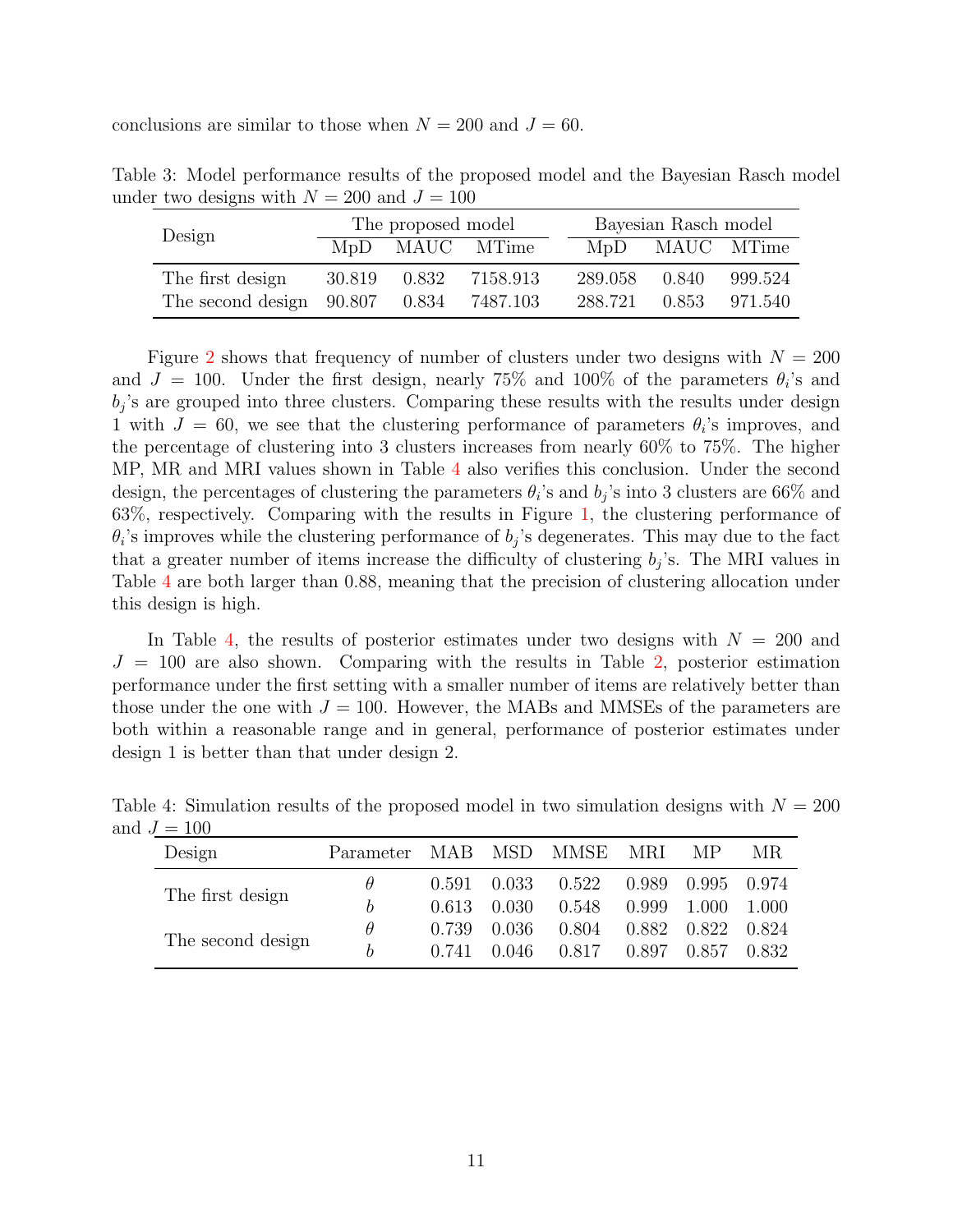conclusions are similar to those when $N = 200$ and $J = 60$.

Table 3: Model performance results of the proposed model and the Bayesian Rasch model under two designs with $N = 200$ and $J = 100$

| Design | The proposed model | | | Bayesian Rasch model | | |
|---|---|---|---|---|---|---|
| | MpD | MAUC | MTime | MpD | MAUC | MTime |
| The first design | 30.819 | 0.832 | 7158.913 | 289.058 | 0.840 | 999.524 |
| The second design | 90.807 | 0.834 | 7487.103 | 288.721 | 0.853 | 971.540 |

Figure 2 shows that frequency of number of clusters under two designs with $N = 200$ and $J = 100$. Under the first design, nearly 75% and 100% of the parameters $\theta_i$'s and $b_j$'s are grouped into three clusters. Comparing these results with the results under design 1 with $J = 60$, we see that the clustering performance of parameters $\theta_i$'s improves, and the percentage of clustering into 3 clusters increases from nearly 60% to 75%. The higher MP, MR and MRI values shown in Table 4 also verifies this conclusion. Under the second design, the percentages of clustering the parameters $\theta_i$'s and $b_j$'s into 3 clusters are 66% and 63%, respectively. Comparing with the results in Figure 1, the clustering performance of $\theta_i$'s improves while the clustering performance of $b_j$'s degenerates. This may due to the fact that a greater number of items increase the difficulty of clustering $b_j$'s. The MRI values in Table 4 are both larger than 0.88, meaning that the precision of clustering allocation under this design is high.

In Table 4, the results of posterior estimates under two designs with $N = 200$ and $J = 100$ are also shown. Comparing with the results in Table 2, posterior estimation performance under the first setting with a smaller number of items are relatively better than those under the one with $J = 100$. However, the MABs and MMSEs of the parameters are both within a reasonable range and in general, performance of posterior estimates under design 1 is better than that under design 2.

Table 4: Simulation results of the proposed model in two simulation designs with $N = 200$ and $J = 100$

| Design | Parameter | MAB | MSD | MMSE | MRI | MP | MR |
|---|---|---|---|---|---|---|---|
| The first design | $\theta$ | 0.591 | 0.033 | 0.522 | 0.989 | 0.995 | 0.974 |
| | $b$ | 0.613 | 0.030 | 0.548 | 0.999 | 1.000 | 1.000 |
| The second design | $\theta$ | 0.739 | 0.036 | 0.804 | 0.882 | 0.822 | 0.824 |
| | $b$ | 0.741 | 0.046 | 0.817 | 0.897 | 0.857 | 0.832 |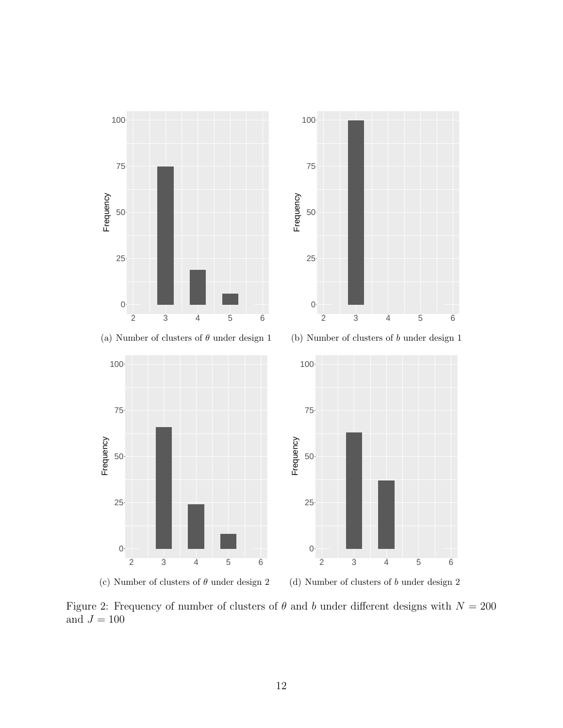(a) Number of clusters of $\theta$ under design 1

(b) Number of clusters of $b$ under design 1

(c) Number of clusters of $\theta$ under design 2

(d) Number of clusters of $b$ under design 2

Figure 2: Frequency of number of clusters of $\theta$ and $b$ under different designs with $N = 200$ and $J = 100$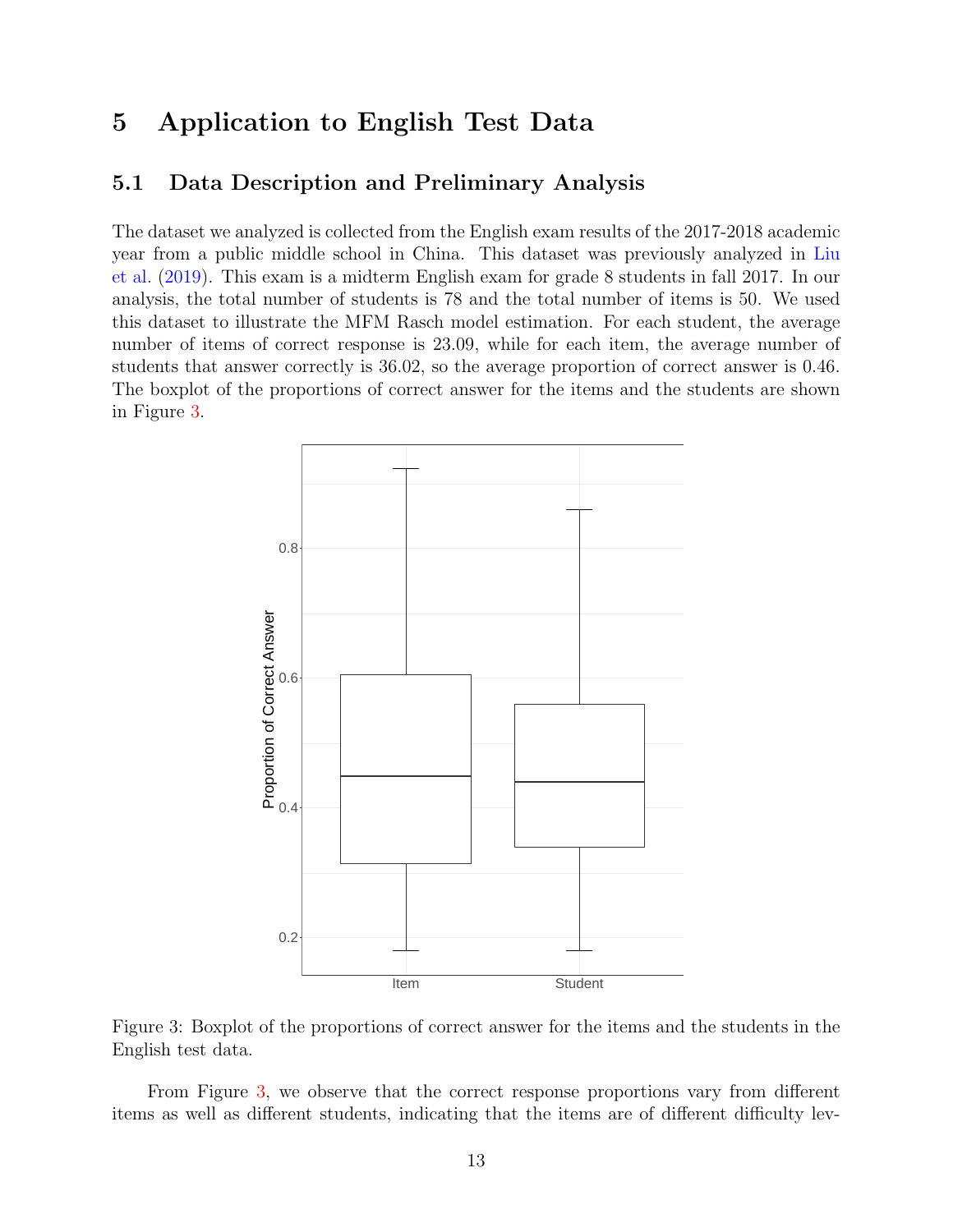# 5 Application to English Test Data

## 5.1 Data Description and Preliminary Analysis

The dataset we analyzed is collected from the English exam results of the 2017-2018 academic year from a public middle school in China. This dataset was previously analyzed in Liu et al. (2019). This exam is a midterm English exam for grade 8 students in fall 2017. In our analysis, the total number of students is 78 and the total number of items is 50. We used this dataset to illustrate the MFM Rasch model estimation. For each student, the average number of items of correct response is 23.09, while for each item, the average number of students that answer correctly is 36.02, so the average proportion of correct answer is 0.46. The boxplot of the proportions of correct answer for the items and the students are shown in Figure 3.

Figure 3: Boxplot of the proportions of correct answer for the items and the students in the English test data.

From Figure 3, we observe that the correct response proportions vary from different items as well as different students, indicating that the items are of different difficulty lev-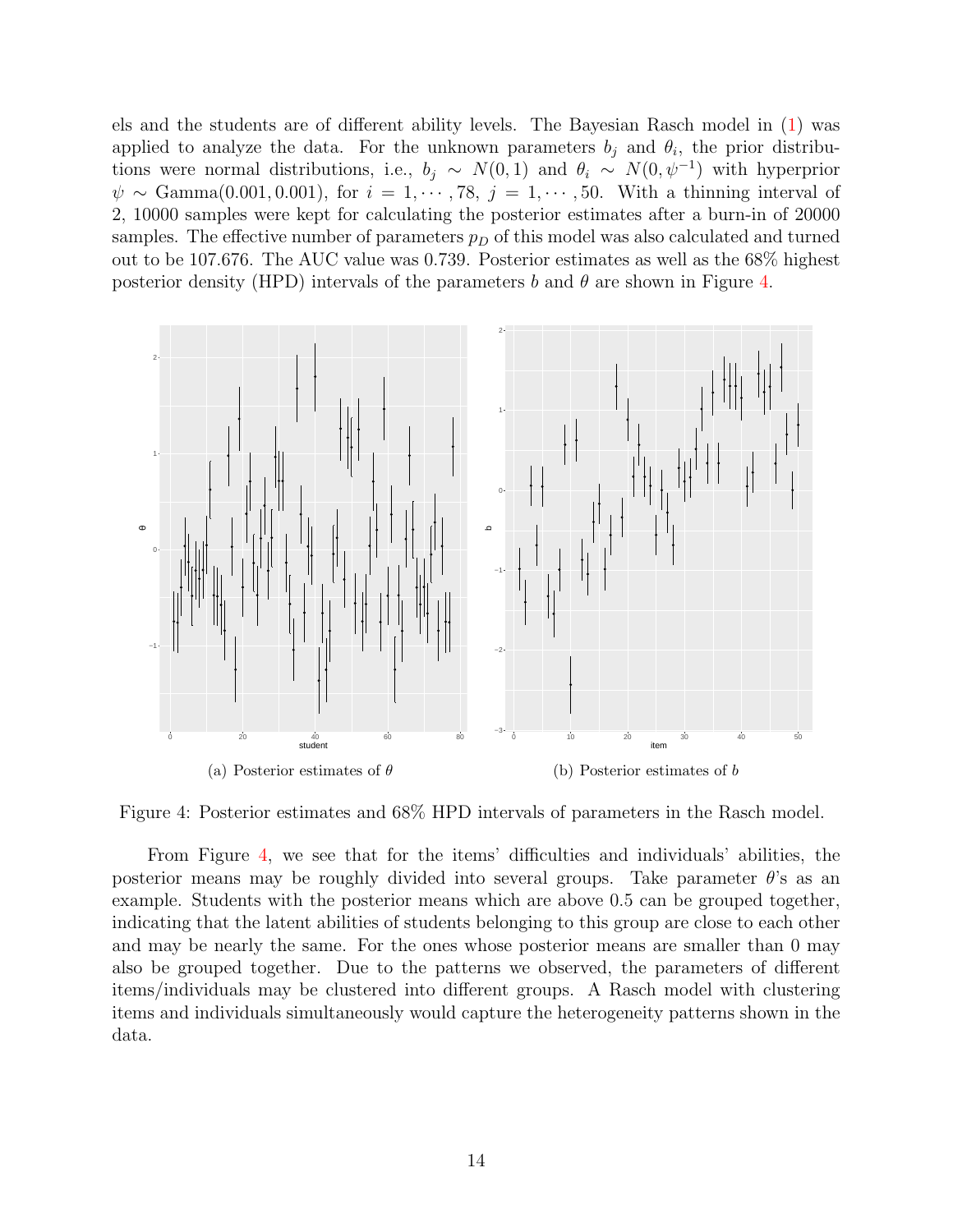els and the students are of different ability levels. The Bayesian Rasch model in (1) was applied to analyze the data. For the unknown parameters $b_j$ and $\theta_i$, the prior distributions were normal distributions, i.e., $b_j \sim N(0, 1)$ and $\theta_i \sim N(0, \psi^{-1})$ with hyperprior $\psi \sim \text{Gamma}(0.001, 0.001)$, for $i = 1, \cdots, 78$, $j = 1, \cdots, 50$. With a thinning interval of 2, 10000 samples were kept for calculating the posterior estimates after a burn-in of 20000 samples. The effective number of parameters $p_D$ of this model was also calculated and turned out to be 107.676. The AUC value was 0.739. Posterior estimates as well as the 68% highest posterior density (HPD) intervals of the parameters $b$ and $\theta$ are shown in Figure 4.

(a) Posterior estimates of $\theta$

(b) Posterior estimates of $b$

Figure 4: Posterior estimates and 68% HPD intervals of parameters in the Rasch model.

From Figure 4, we see that for the items' difficulties and individuals' abilities, the posterior means may be roughly divided into several groups. Take parameter $\theta$'s as an example. Students with the posterior means which are above 0.5 can be grouped together, indicating that the latent abilities of students belonging to this group are close to each other and may be nearly the same. For the ones whose posterior means are smaller than 0 may also be grouped together. Due to the patterns we observed, the parameters of different items/individuals may be clustered into different groups. A Rasch model with clustering items and individuals simultaneously would capture the heterogeneity patterns shown in the data.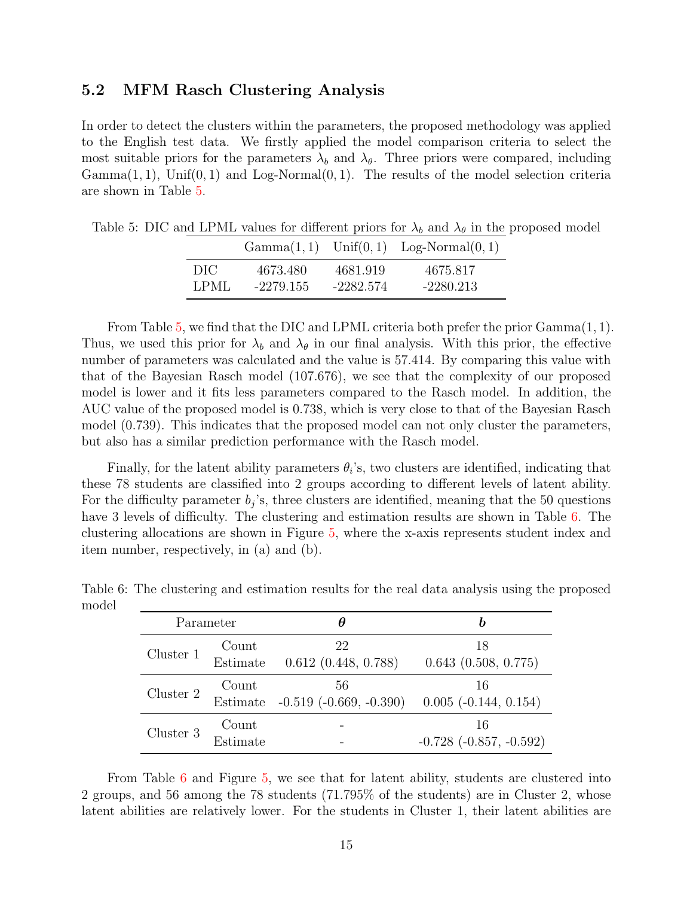### 5.2 MFM Rasch Clustering Analysis

In order to detect the clusters within the parameters, the proposed methodology was applied to the English test data. We firstly applied the model comparison criteria to select the most suitable priors for the parameters $\lambda_b$ and $\lambda_\theta$. Three priors were compared, including Gamma$(1,1)$, Unif$(0,1)$ and Log-Normal$(0,1)$. The results of the model selection criteria are shown in Table 5.

Table 5: DIC and LPML values for different priors for $\lambda_b$ and $\lambda_\theta$ in the proposed model

| | Gamma$(1,1)$ | Unif$(0,1)$ | Log-Normal$(0,1)$ |
|---|---|---|---|
| DIC | 4673.480 | 4681.919 | 4675.817 |
| LPML | -2279.155 | -2282.574 | -2280.213 |

From Table 5, we find that the DIC and LPML criteria both prefer the prior Gamma$(1,1)$. Thus, we used this prior for $\lambda_b$ and $\lambda_\theta$ in our final analysis. With this prior, the effective number of parameters was calculated and the value is 57.414. By comparing this value with that of the Bayesian Rasch model (107.676), we see that the complexity of our proposed model is lower and it fits less parameters compared to the Rasch model. In addition, the AUC value of the proposed model is 0.738, which is very close to that of the Bayesian Rasch model (0.739). This indicates that the proposed model can not only cluster the parameters, but also has a similar prediction performance with the Rasch model.

Finally, for the latent ability parameters $\theta_i$'s, two clusters are identified, indicating that these 78 students are classified into 2 groups according to different levels of latent ability. For the difficulty parameter $b_j$'s, three clusters are identified, meaning that the 50 questions have 3 levels of difficulty. The clustering and estimation results are shown in Table 6. The clustering allocations are shown in Figure 5, where the x-axis represents student index and item number, respectively, in (a) and (b).

Table 6: The clustering and estimation results for the real data analysis using the proposed model

| Parameter | | $\boldsymbol{\theta}$ | $\boldsymbol{b}$ |
|---|---|---|---|
| Cluster 1 | Count | 22 | 18 |
| | Estimate | 0.612 (0.448, 0.788) | 0.643 (0.508, 0.775) |
| Cluster 2 | Count | 56 | 16 |
| | Estimate | -0.519 (-0.669, -0.390) | 0.005 (-0.144, 0.154) |
| Cluster 3 | Count | - | 16 |
| | Estimate | - | -0.728 (-0.857, -0.592) |

From Table 6 and Figure 5, we see that for latent ability, students are clustered into 2 groups, and 56 among the 78 students (71.795% of the students) are in Cluster 2, whose latent abilities are relatively lower. For the students in Cluster 1, their latent abilities are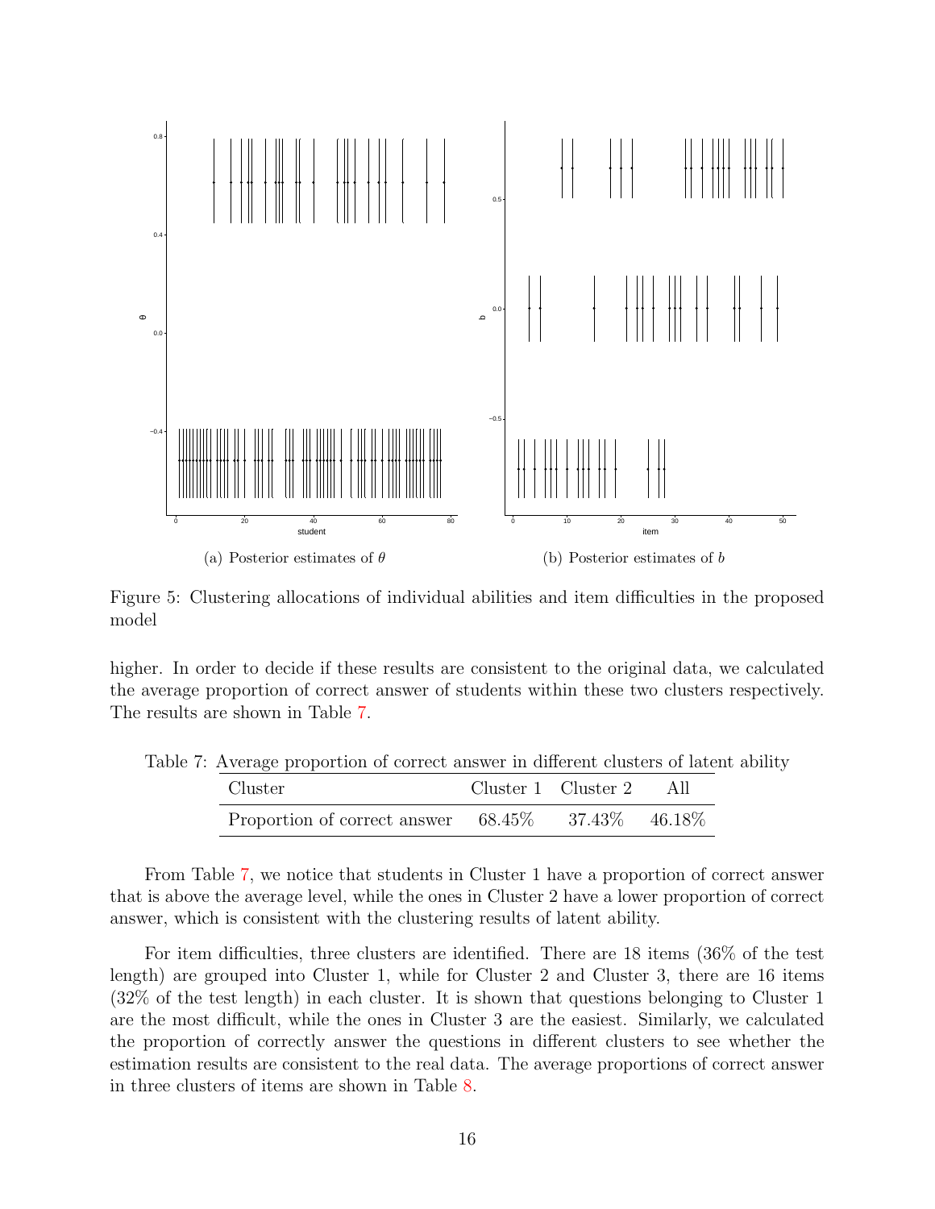(a) Posterior estimates of $\theta$

(b) Posterior estimates of $b$

Figure 5: Clustering allocations of individual abilities and item difficulties in the proposed model

higher. In order to decide if these results are consistent to the original data, we calculated the average proportion of correct answer of students within these two clusters respectively. The results are shown in Table 7.

Table 7: Average proportion of correct answer in different clusters of latent ability

| Cluster | Cluster 1 | Cluster 2 | All |
|---|---|---|---|
| Proportion of correct answer | 68.45% | 37.43% | 46.18% |

From Table 7, we notice that students in Cluster 1 have a proportion of correct answer that is above the average level, while the ones in Cluster 2 have a lower proportion of correct answer, which is consistent with the clustering results of latent ability.

For item difficulties, three clusters are identified. There are 18 items (36% of the test length) are grouped into Cluster 1, while for Cluster 2 and Cluster 3, there are 16 items (32% of the test length) in each cluster. It is shown that questions belonging to Cluster 1 are the most difficult, while the ones in Cluster 3 are the easiest. Similarly, we calculated the proportion of correctly answer the questions in different clusters to see whether the estimation results are consistent to the real data. The average proportions of correct answer in three clusters of items are shown in Table 8.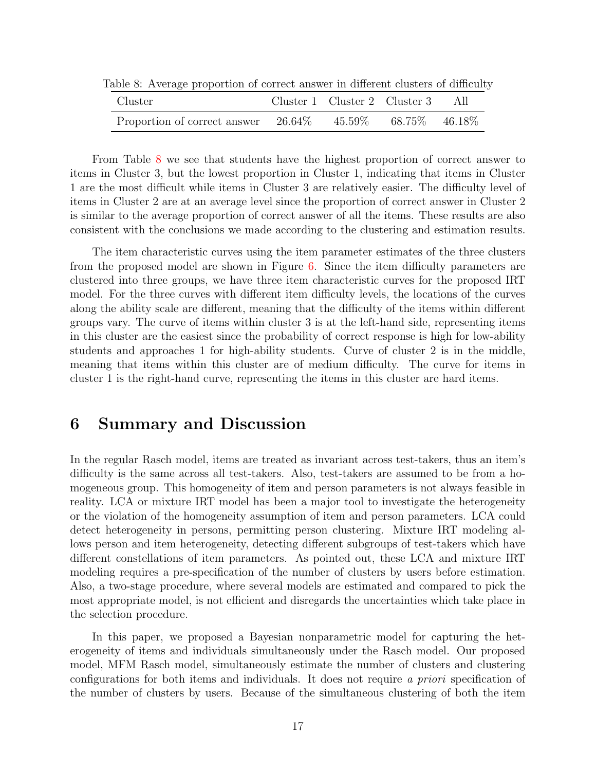Table 8: Average proportion of correct answer in different clusters of difficulty

| Cluster | Cluster 1 | Cluster 2 | Cluster 3 | All |
|---|---|---|---|---|
| Proportion of correct answer | 26.64% | 45.59% | 68.75% | 46.18% |

From Table 8 we see that students have the highest proportion of correct answer to items in Cluster 3, but the lowest proportion in Cluster 1, indicating that items in Cluster 1 are the most difficult while items in Cluster 3 are relatively easier. The difficulty level of items in Cluster 2 are at an average level since the proportion of correct answer in Cluster 2 is similar to the average proportion of correct answer of all the items. These results are also consistent with the conclusions we made according to the clustering and estimation results.

The item characteristic curves using the item parameter estimates of the three clusters from the proposed model are shown in Figure 6. Since the item difficulty parameters are clustered into three groups, we have three item characteristic curves for the proposed IRT model. For the three curves with different item difficulty levels, the locations of the curves along the ability scale are different, meaning that the difficulty of the items within different groups vary. The curve of items within cluster 3 is at the left-hand side, representing items in this cluster are the easiest since the probability of correct response is high for low-ability students and approaches 1 for high-ability students. Curve of cluster 2 is in the middle, meaning that items within this cluster are of medium difficulty. The curve for items in cluster 1 is the right-hand curve, representing the items in this cluster are hard items.

# 6 Summary and Discussion

In the regular Rasch model, items are treated as invariant across test-takers, thus an item's difficulty is the same across all test-takers. Also, test-takers are assumed to be from a homogeneous group. This homogeneity of item and person parameters is not always feasible in reality. LCA or mixture IRT model has been a major tool to investigate the heterogeneity or the violation of the homogeneity assumption of item and person parameters. LCA could detect heterogeneity in persons, permitting person clustering. Mixture IRT modeling allows person and item heterogeneity, detecting different subgroups of test-takers which have different constellations of item parameters. As pointed out, these LCA and mixture IRT modeling requires a pre-specification of the number of clusters by users before estimation. Also, a two-stage procedure, where several models are estimated and compared to pick the most appropriate model, is not efficient and disregards the uncertainties which take place in the selection procedure.

In this paper, we proposed a Bayesian nonparametric model for capturing the heterogeneity of items and individuals simultaneously under the Rasch model. Our proposed model, MFM Rasch model, simultaneously estimate the number of clusters and clustering configurations for both items and individuals. It does not require *a priori* specification of the number of clusters by users. Because of the simultaneous clustering of both the item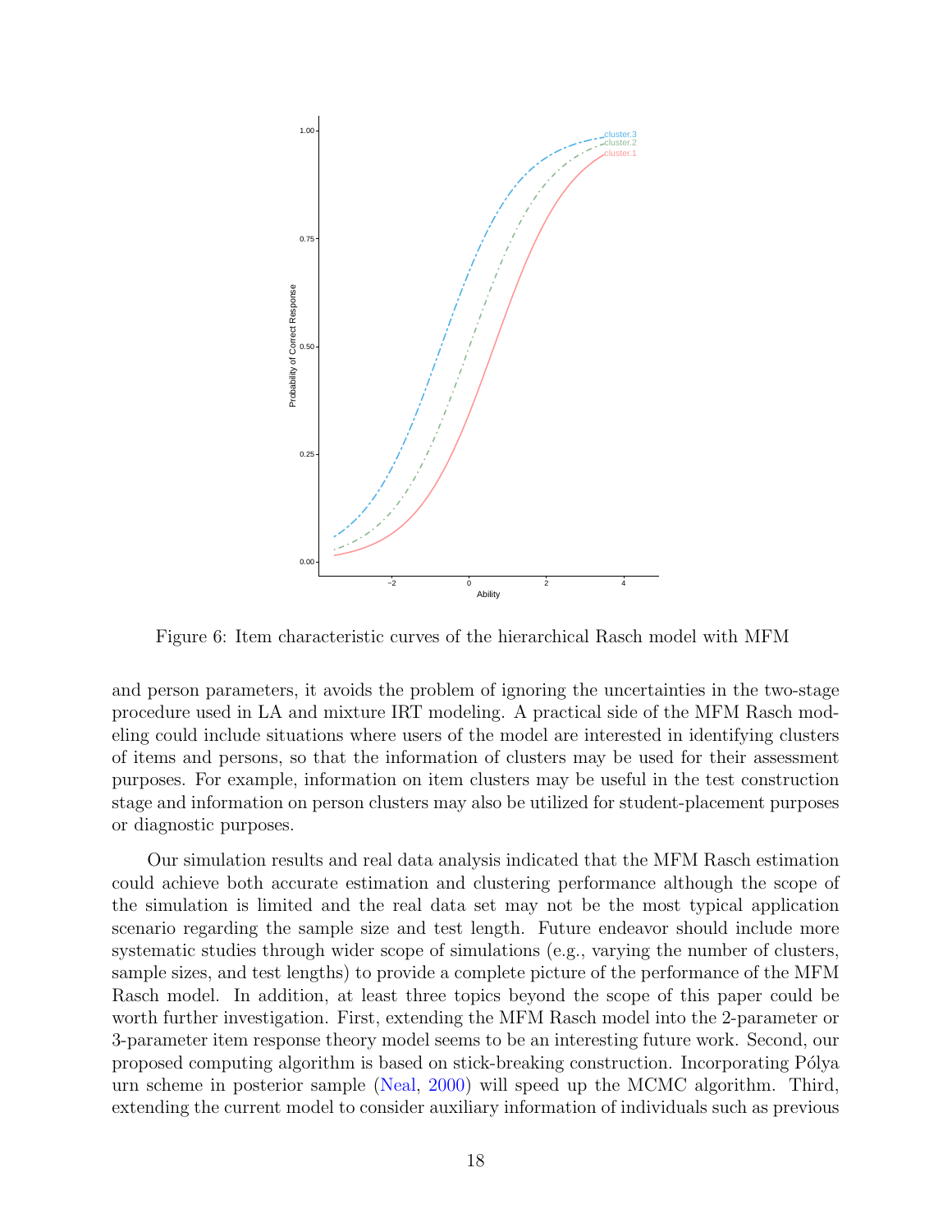Figure 6: Item characteristic curves of the hierarchical Rasch model with MFM

and person parameters, it avoids the problem of ignoring the uncertainties in the two-stage procedure used in LA and mixture IRT modeling. A practical side of the MFM Rasch modeling could include situations where users of the model are interested in identifying clusters of items and persons, so that the information of clusters may be used for their assessment purposes. For example, information on item clusters may be useful in the test construction stage and information on person clusters may also be utilized for student-placement purposes or diagnostic purposes.

Our simulation results and real data analysis indicated that the MFM Rasch estimation could achieve both accurate estimation and clustering performance although the scope of the simulation is limited and the real data set may not be the most typical application scenario regarding the sample size and test length. Future endeavor should include more systematic studies through wider scope of simulations (e.g., varying the number of clusters, sample sizes, and test lengths) to provide a complete picture of the performance of the MFM Rasch model. In addition, at least three topics beyond the scope of this paper could be worth further investigation. First, extending the MFM Rasch model into the 2-parameter or 3-parameter item response theory model seems to be an interesting future work. Second, our proposed computing algorithm is based on stick-breaking construction. Incorporating Pólya urn scheme in posterior sample (Neal, 2000) will speed up the MCMC algorithm. Third, extending the current model to consider auxiliary information of individuals such as previous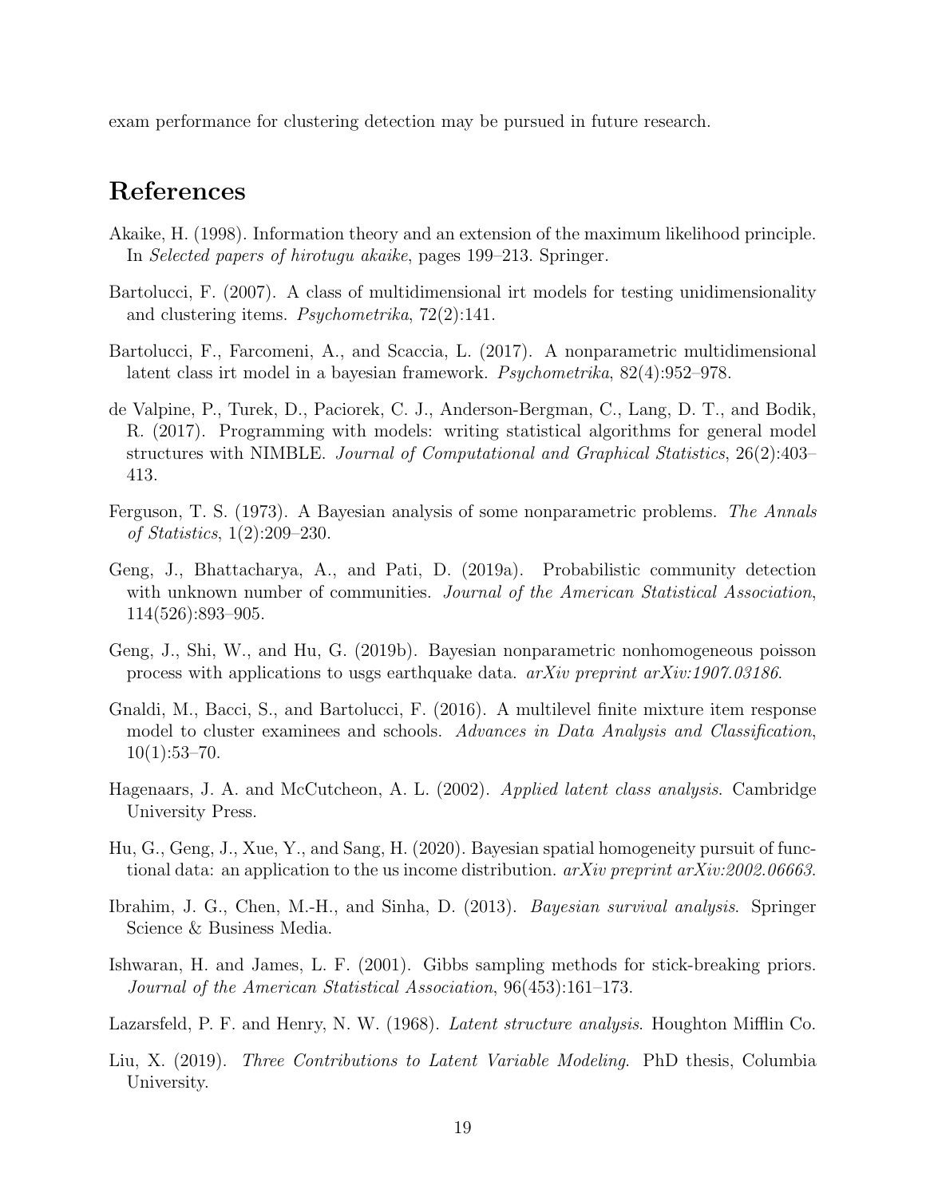exam performance for clustering detection may be pursued in future research.

# References

Akaike, H. (1998). Information theory and an extension of the maximum likelihood principle. In *Selected papers of hirotugu akaike*, pages 199–213. Springer.

Bartolucci, F. (2007). A class of multidimensional irt models for testing unidimensionality and clustering items. *Psychometrika*, 72(2):141.

Bartolucci, F., Farcomeni, A., and Scaccia, L. (2017). A nonparametric multidimensional latent class irt model in a bayesian framework. *Psychometrika*, 82(4):952–978.

de Valpine, P., Turek, D., Paciorek, C. J., Anderson-Bergman, C., Lang, D. T., and Bodik, R. (2017). Programming with models: writing statistical algorithms for general model structures with NIMBLE. *Journal of Computational and Graphical Statistics*, 26(2):403–413.

Ferguson, T. S. (1973). A Bayesian analysis of some nonparametric problems. *The Annals of Statistics*, 1(2):209–230.

Geng, J., Bhattacharya, A., and Pati, D. (2019a). Probabilistic community detection with unknown number of communities. *Journal of the American Statistical Association*, 114(526):893–905.

Geng, J., Shi, W., and Hu, G. (2019b). Bayesian nonparametric nonhomogeneous poisson process with applications to usgs earthquake data. *arXiv preprint arXiv:1907.03186*.

Gnaldi, M., Bacci, S., and Bartolucci, F. (2016). A multilevel finite mixture item response model to cluster examinees and schools. *Advances in Data Analysis and Classification*, 10(1):53–70.

Hagenaars, J. A. and McCutcheon, A. L. (2002). *Applied latent class analysis*. Cambridge University Press.

Hu, G., Geng, J., Xue, Y., and Sang, H. (2020). Bayesian spatial homogeneity pursuit of functional data: an application to the us income distribution. *arXiv preprint arXiv:2002.06663*.

Ibrahim, J. G., Chen, M.-H., and Sinha, D. (2013). *Bayesian survival analysis*. Springer Science & Business Media.

Ishwaran, H. and James, L. F. (2001). Gibbs sampling methods for stick-breaking priors. *Journal of the American Statistical Association*, 96(453):161–173.

Lazarsfeld, P. F. and Henry, N. W. (1968). *Latent structure analysis*. Houghton Mifflin Co.

Liu, X. (2019). *Three Contributions to Latent Variable Modeling*. PhD thesis, Columbia University.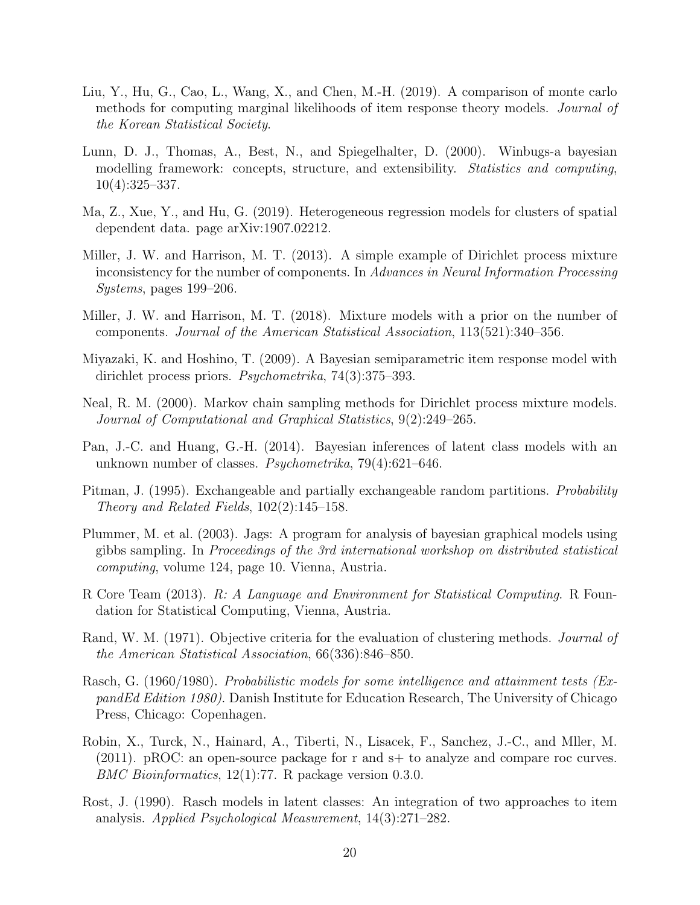Liu, Y., Hu, G., Cao, L., Wang, X., and Chen, M.-H. (2019). A comparison of monte carlo methods for computing marginal likelihoods of item response theory models. *Journal of the Korean Statistical Society*.

Lunn, D. J., Thomas, A., Best, N., and Spiegelhalter, D. (2000). Winbugs-a bayesian modelling framework: concepts, structure, and extensibility. *Statistics and computing*, 10(4):325–337.

Ma, Z., Xue, Y., and Hu, G. (2019). Heterogeneous regression models for clusters of spatial dependent data. page arXiv:1907.02212.

Miller, J. W. and Harrison, M. T. (2013). A simple example of Dirichlet process mixture inconsistency for the number of components. In *Advances in Neural Information Processing Systems*, pages 199–206.

Miller, J. W. and Harrison, M. T. (2018). Mixture models with a prior on the number of components. *Journal of the American Statistical Association*, 113(521):340–356.

Miyazaki, K. and Hoshino, T. (2009). A Bayesian semiparametric item response model with dirichlet process priors. *Psychometrika*, 74(3):375–393.

Neal, R. M. (2000). Markov chain sampling methods for Dirichlet process mixture models. *Journal of Computational and Graphical Statistics*, 9(2):249–265.

Pan, J.-C. and Huang, G.-H. (2014). Bayesian inferences of latent class models with an unknown number of classes. *Psychometrika*, 79(4):621–646.

Pitman, J. (1995). Exchangeable and partially exchangeable random partitions. *Probability Theory and Related Fields*, 102(2):145–158.

Plummer, M. et al. (2003). Jags: A program for analysis of bayesian graphical models using gibbs sampling. In *Proceedings of the 3rd international workshop on distributed statistical computing*, volume 124, page 10. Vienna, Austria.

R Core Team (2013). *R: A Language and Environment for Statistical Computing*. R Foundation for Statistical Computing, Vienna, Austria.

Rand, W. M. (1971). Objective criteria for the evaluation of clustering methods. *Journal of the American Statistical Association*, 66(336):846–850.

Rasch, G. (1960/1980). *Probabilistic models for some intelligence and attainment tests (ExpandEd Edition 1980)*. Danish Institute for Education Research, The University of Chicago Press, Chicago: Copenhagen.

Robin, X., Turck, N., Hainard, A., Tiberti, N., Lisacek, F., Sanchez, J.-C., and Mller, M. (2011). pROC: an open-source package for r and s+ to analyze and compare roc curves. *BMC Bioinformatics*, 12(1):77. R package version 0.3.0.

Rost, J. (1990). Rasch models in latent classes: An integration of two approaches to item analysis. *Applied Psychological Measurement*, 14(3):271–282.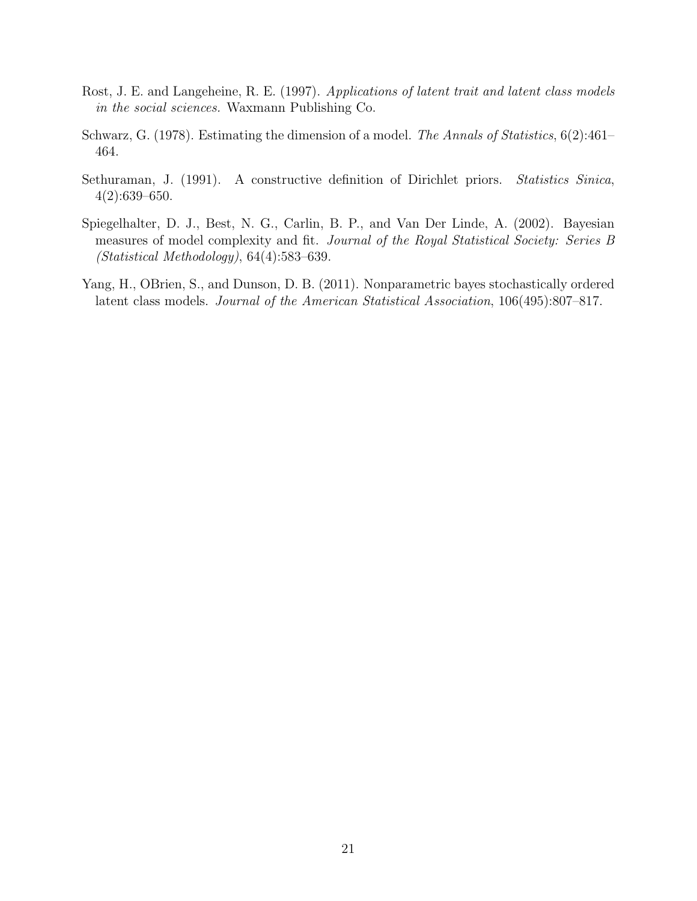Rost, J. E. and Langeheine, R. E. (1997). *Applications of latent trait and latent class models in the social sciences.* Waxmann Publishing Co.

Schwarz, G. (1978). Estimating the dimension of a model. *The Annals of Statistics*, 6(2):461–464.

Sethuraman, J. (1991). A constructive definition of Dirichlet priors. *Statistics Sinica*, 4(2):639–650.

Spiegelhalter, D. J., Best, N. G., Carlin, B. P., and Van Der Linde, A. (2002). Bayesian measures of model complexity and fit. *Journal of the Royal Statistical Society: Series B (Statistical Methodology)*, 64(4):583–639.

Yang, H., OBrien, S., and Dunson, D. B. (2011). Nonparametric bayes stochastically ordered latent class models. *Journal of the American Statistical Association*, 106(495):807–817.